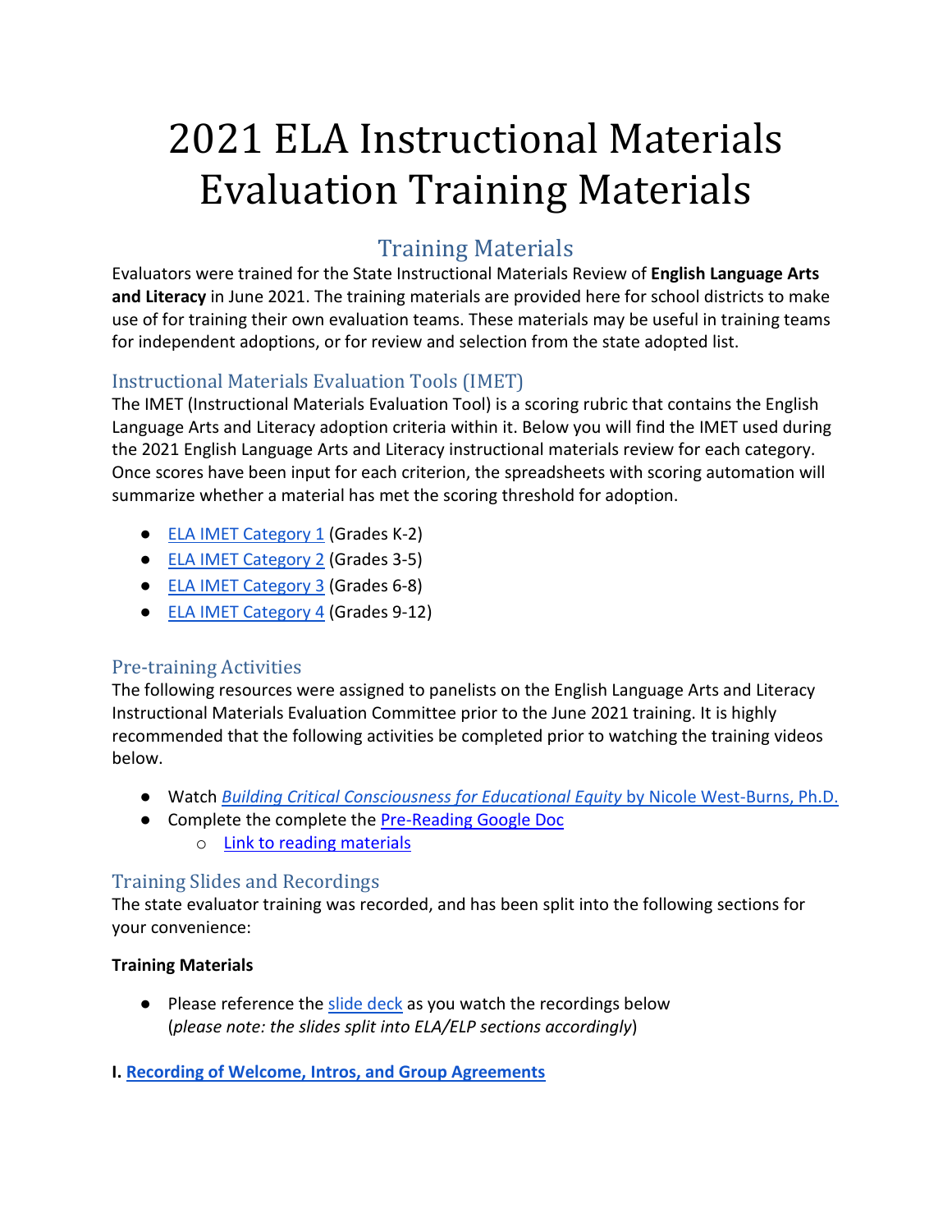# 2021 ELA Instructional Materials Evaluation Training Materials

## Training Materials

Evaluators were trained for the State Instructional Materials Review of **English Language Arts and Literacy** in June 2021. The training materials are provided here for school districts to make use of for training their own evaluation teams. These materials may be useful in training teams for independent adoptions, or for review and selection from the state adopted list.

### Instructional Materials Evaluation Tools (IMET)

The IMET (Instructional Materials Evaluation Tool) is a scoring rubric that contains the English Language Arts and Literacy adoption criteria within it. Below you will find the IMET used during the 2021 English Language Arts and Literacy instructional materials review for each category. Once scores have been input for each criterion, the spreadsheets with scoring automation will summarize whether a material has met the scoring threshold for adoption.

- ELA IMET Category 1 (Grades K-2)
- ELA IMET Category 2 (Grades 3-5)
- ELA IMET Category 3 (Grades 6-8)
- ELA IMET Category 4 (Grades 9-12)

### Pre-training Activities

The following resources were assigned to panelists on the English Language Arts and Literacy Instructional Materials Evaluation Committee prior to the June 2021 training. It is highly recommended that the following activities be completed prior to watching the training videos below.

- Watch *Building Critical Consciousness for Educational Equity* by Nicole West-Burns, Ph.D.
- Complete the complete the Pre-Reading Google Doc
  - Link to reading materials

### Training Slides and Recordings

The state evaluator training was recorded, and has been split into the following sections for your convenience:

**Training Materials**

- Please reference the slide deck as you watch the recordings below (*please note: the slides split into ELA/ELP sections accordingly*)

**I. Recording of Welcome, Intros, and Group Agreements**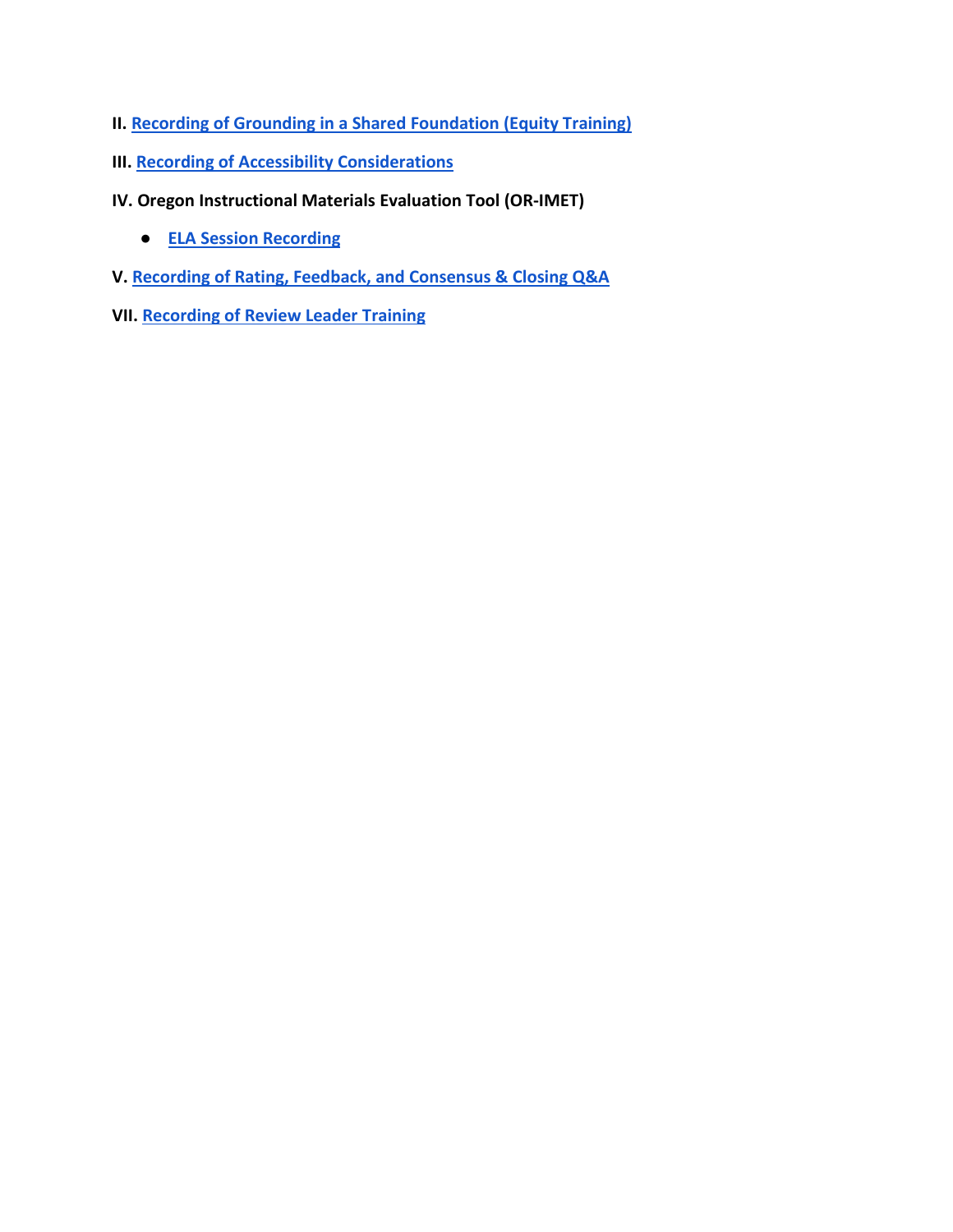**II. Recording of Grounding in a Shared Foundation (Equity Training)**

**III. Recording of Accessibility Considerations**

**IV. Oregon Instructional Materials Evaluation Tool (OR-IMET)**

- **ELA Session Recording**

**V. Recording of Rating, Feedback, and Consensus & Closing Q&A**

**VII. Recording of Review Leader Training**